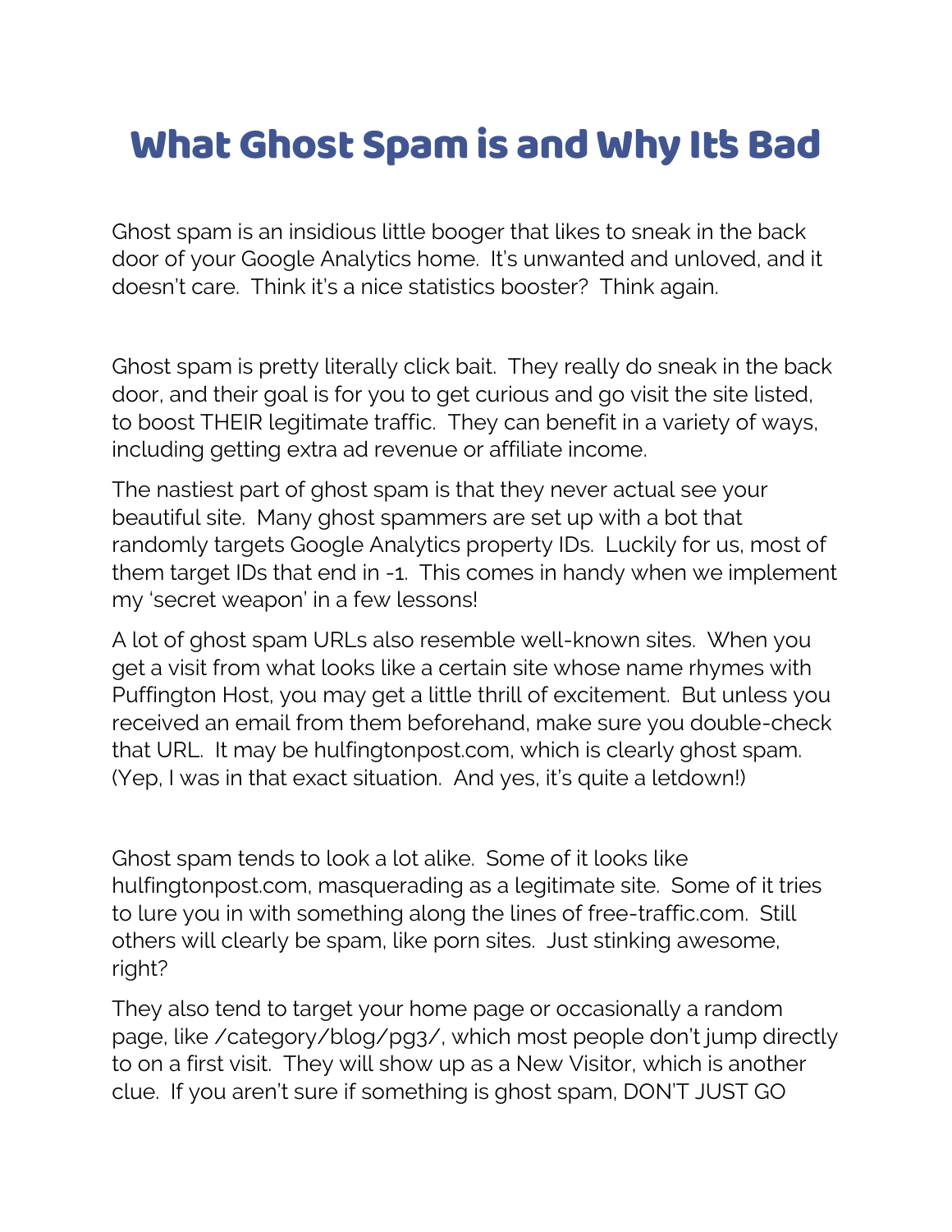# What Ghost Spam is and Why It's Bad

Ghost spam is an insidious little booger that likes to sneak in the back door of your Google Analytics home. It's unwanted and unloved, and it doesn't care. Think it's a nice statistics booster? Think again.

Ghost spam is pretty literally click bait. They really do sneak in the back door, and their goal is for you to get curious and go visit the site listed, to boost THEIR legitimate traffic. They can benefit in a variety of ways, including getting extra ad revenue or affiliate income.

The nastiest part of ghost spam is that they never actual see your beautiful site. Many ghost spammers are set up with a bot that randomly targets Google Analytics property IDs. Luckily for us, most of them target IDs that end in -1. This comes in handy when we implement my 'secret weapon' in a few lessons!

A lot of ghost spam URLs also resemble well-known sites. When you get a visit from what looks like a certain site whose name rhymes with Puffington Host, you may get a little thrill of excitement. But unless you received an email from them beforehand, make sure you double-check that URL. It may be hulfingtonpost.com, which is clearly ghost spam. (Yep, I was in that exact situation. And yes, it's quite a letdown!)

Ghost spam tends to look a lot alike. Some of it looks like hulfingtonpost.com, masquerading as a legitimate site. Some of it tries to lure you in with something along the lines of free-traffic.com. Still others will clearly be spam, like porn sites. Just stinking awesome, right?

They also tend to target your home page or occasionally a random page, like /category/blog/pg3/, which most people don't jump directly to on a first visit. They will show up as a New Visitor, which is another clue. If you aren't sure if something is ghost spam, DON'T JUST GO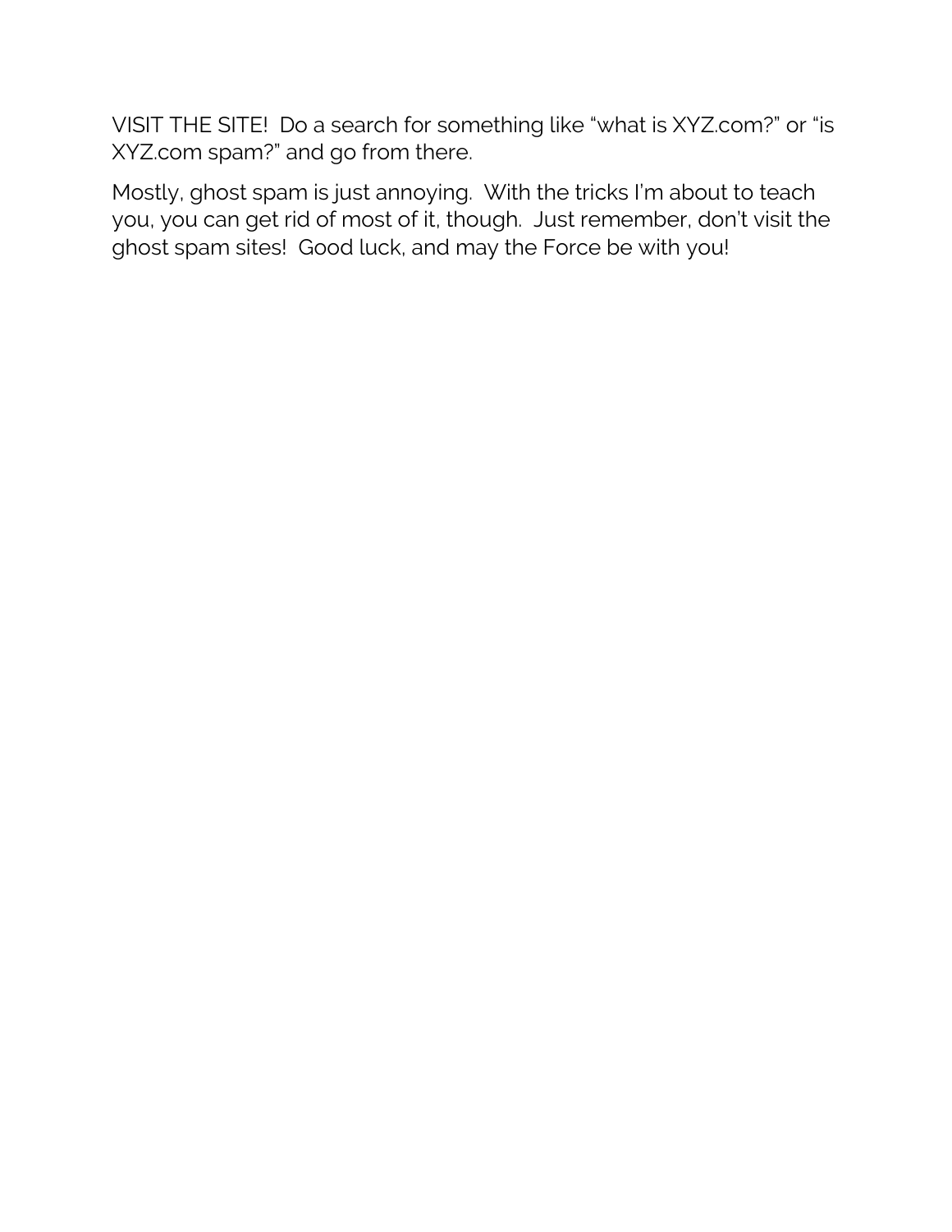VISIT THE SITE! Do a search for something like “what is XYZ.com?” or “is XYZ.com spam?” and go from there.

Mostly, ghost spam is just annoying. With the tricks I’m about to teach you, you can get rid of most of it, though. Just remember, don’t visit the ghost spam sites! Good luck, and may the Force be with you!